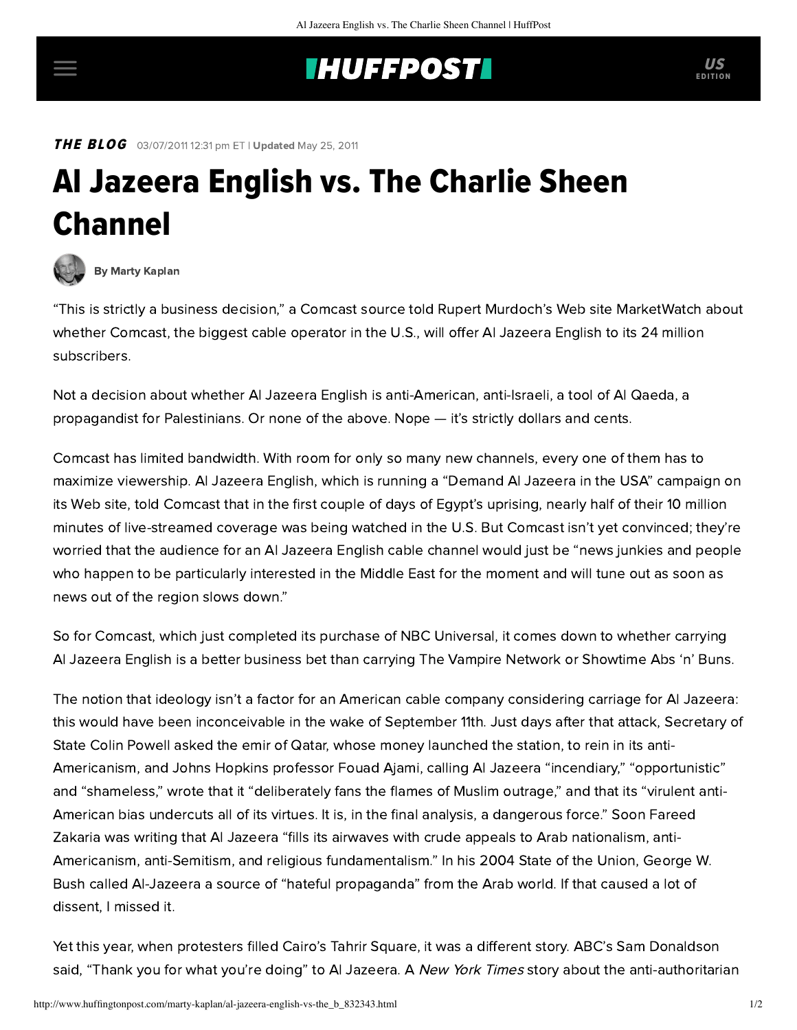**THE BLOG** 03/07/2011 12:31 pm ET | **Updated** May 25, 2011

# Al Jazeera English vs. The Charlie Sheen Channel

**By Marty Kaplan**

"This is strictly a business decision," a Comcast source told Rupert Murdoch's Web site MarketWatch about whether Comcast, the biggest cable operator in the U.S., will offer Al Jazeera English to its 24 million subscribers.

Not a decision about whether Al Jazeera English is anti-American, anti-Israeli, a tool of Al Qaeda, a propagandist for Palestinians. Or none of the above. Nope — it's strictly dollars and cents.

Comcast has limited bandwidth. With room for only so many new channels, every one of them has to maximize viewership. Al Jazeera English, which is running a "Demand Al Jazeera in the USA" campaign on its Web site, told Comcast that in the first couple of days of Egypt's uprising, nearly half of their 10 million minutes of live-streamed coverage was being watched in the U.S. But Comcast isn't yet convinced; they're worried that the audience for an Al Jazeera English cable channel would just be "news junkies and people who happen to be particularly interested in the Middle East for the moment and will tune out as soon as news out of the region slows down."

So for Comcast, which just completed its purchase of NBC Universal, it comes down to whether carrying Al Jazeera English is a better business bet than carrying The Vampire Network or Showtime Abs 'n' Buns.

The notion that ideology isn't a factor for an American cable company considering carriage for Al Jazeera: this would have been inconceivable in the wake of September 11th. Just days after that attack, Secretary of State Colin Powell asked the emir of Qatar, whose money launched the station, to rein in its anti-Americanism, and Johns Hopkins professor Fouad Ajami, calling Al Jazeera "incendiary," "opportunistic" and "shameless," wrote that it "deliberately fans the flames of Muslim outrage," and that its "virulent anti-American bias undercuts all of its virtues. It is, in the final analysis, a dangerous force." Soon Fareed Zakaria was writing that Al Jazeera "fills its airwaves with crude appeals to Arab nationalism, anti-Americanism, anti-Semitism, and religious fundamentalism." In his 2004 State of the Union, George W. Bush called Al-Jazeera a source of "hateful propaganda" from the Arab world. If that caused a lot of dissent, I missed it.

Yet this year, when protesters filled Cairo's Tahrir Square, it was a different story. ABC's Sam Donaldson said, "Thank you for what you're doing" to Al Jazeera. A *New York Times* story about the anti-authoritarian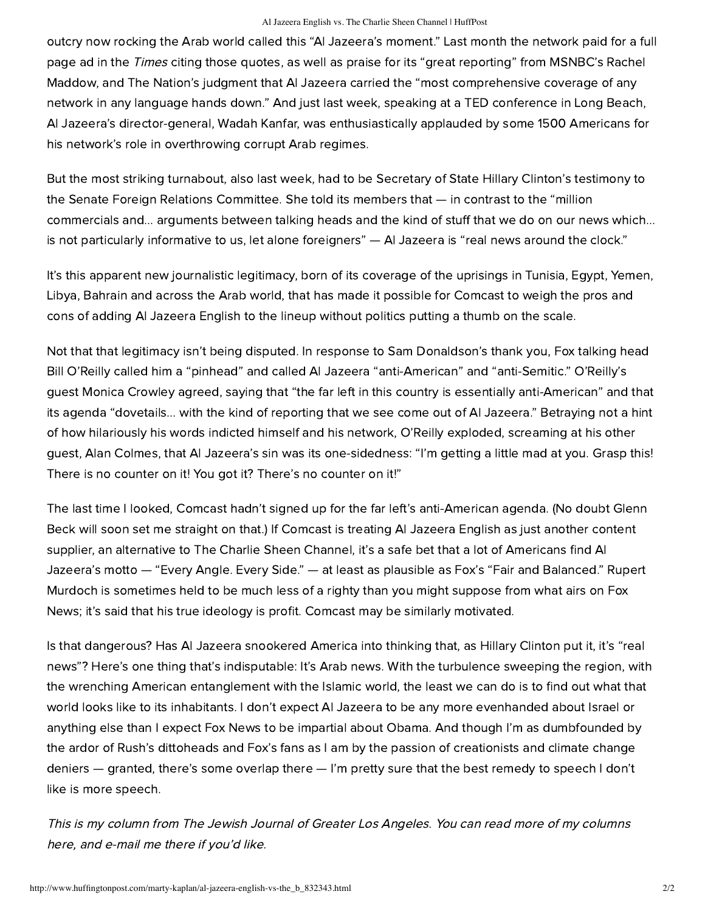outcry now rocking the Arab world called this "Al Jazeera's moment." Last month the network paid for a full page ad in the *Times* citing those quotes, as well as praise for its "great reporting" from MSNBC's Rachel Maddow, and The Nation's judgment that Al Jazeera carried the "most comprehensive coverage of any network in any language hands down." And just last week, speaking at a TED conference in Long Beach, Al Jazeera's director-general, Wadah Kanfar, was enthusiastically applauded by some 1500 Americans for his network's role in overthrowing corrupt Arab regimes.

But the most striking turnabout, also last week, had to be Secretary of State Hillary Clinton's testimony to the Senate Foreign Relations Committee. She told its members that — in contrast to the "million commercials and… arguments between talking heads and the kind of stuff that we do on our news which… is not particularly informative to us, let alone foreigners" — Al Jazeera is "real news around the clock."

It's this apparent new journalistic legitimacy, born of its coverage of the uprisings in Tunisia, Egypt, Yemen, Libya, Bahrain and across the Arab world, that has made it possible for Comcast to weigh the pros and cons of adding Al Jazeera English to the lineup without politics putting a thumb on the scale.

Not that that legitimacy isn't being disputed. In response to Sam Donaldson's thank you, Fox talking head Bill O'Reilly called him a "pinhead" and called Al Jazeera "anti-American" and "anti-Semitic." O'Reilly's guest Monica Crowley agreed, saying that "the far left in this country is essentially anti-American" and that its agenda "dovetails… with the kind of reporting that we see come out of Al Jazeera." Betraying not a hint of how hilariously his words indicted himself and his network, O'Reilly exploded, screaming at his other guest, Alan Colmes, that Al Jazeera's sin was its one-sidedness: "I'm getting a little mad at you. Grasp this! There is no counter on it! You got it? There's no counter on it!"

The last time I looked, Comcast hadn't signed up for the far left's anti-American agenda. (No doubt Glenn Beck will soon set me straight on that.) If Comcast is treating Al Jazeera English as just another content supplier, an alternative to The Charlie Sheen Channel, it's a safe bet that a lot of Americans find Al Jazeera's motto — "Every Angle. Every Side." — at least as plausible as Fox's "Fair and Balanced." Rupert Murdoch is sometimes held to be much less of a righty than you might suppose from what airs on Fox News; it's said that his true ideology is profit. Comcast may be similarly motivated.

Is that dangerous? Has Al Jazeera snookered America into thinking that, as Hillary Clinton put it, it's "real news"? Here's one thing that's indisputable: It's Arab news. With the turbulence sweeping the region, with the wrenching American entanglement with the Islamic world, the least we can do is to find out what that world looks like to its inhabitants. I don't expect Al Jazeera to be any more evenhanded about Israel or anything else than I expect Fox News to be impartial about Obama. And though I'm as dumbfounded by the ardor of Rush's dittoheads and Fox's fans as I am by the passion of creationists and climate change deniers — granted, there's some overlap there — I'm pretty sure that the best remedy to speech I don't like is more speech.

*This is my column from The Jewish Journal of Greater Los Angeles. You can read more of my columns here, and e-mail me there if you'd like.*